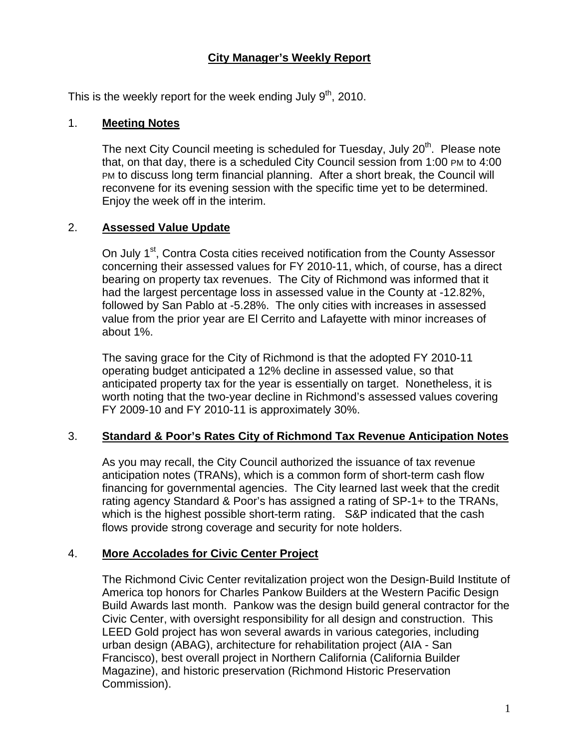# City Manager's Weekly Report

This is the weekly report for the week ending July 9th, 2010.

## 1. Meeting Notes

The next City Council meeting is scheduled for Tuesday, July 20th. Please note that, on that day, there is a scheduled City Council session from 1:00 PM to 4:00 PM to discuss long term financial planning. After a short break, the Council will reconvene for its evening session with the specific time yet to be determined. Enjoy the week off in the interim.

## 2. Assessed Value Update

On July 1st, Contra Costa cities received notification from the County Assessor concerning their assessed values for FY 2010-11, which, of course, has a direct bearing on property tax revenues. The City of Richmond was informed that it had the largest percentage loss in assessed value in the County at -12.82%, followed by San Pablo at -5.28%. The only cities with increases in assessed value from the prior year are El Cerrito and Lafayette with minor increases of about 1%.

The saving grace for the City of Richmond is that the adopted FY 2010-11 operating budget anticipated a 12% decline in assessed value, so that anticipated property tax for the year is essentially on target. Nonetheless, it is worth noting that the two-year decline in Richmond's assessed values covering FY 2009-10 and FY 2010-11 is approximately 30%.

## 3. Standard & Poor's Rates City of Richmond Tax Revenue Anticipation Notes

As you may recall, the City Council authorized the issuance of tax revenue anticipation notes (TRANs), which is a common form of short-term cash flow financing for governmental agencies. The City learned last week that the credit rating agency Standard & Poor's has assigned a rating of SP-1+ to the TRANs, which is the highest possible short-term rating. S&P indicated that the cash flows provide strong coverage and security for note holders.

## 4. More Accolades for Civic Center Project

The Richmond Civic Center revitalization project won the Design-Build Institute of America top honors for Charles Pankow Builders at the Western Pacific Design Build Awards last month. Pankow was the design build general contractor for the Civic Center, with oversight responsibility for all design and construction. This LEED Gold project has won several awards in various categories, including urban design (ABAG), architecture for rehabilitation project (AIA - San Francisco), best overall project in Northern California (California Builder Magazine), and historic preservation (Richmond Historic Preservation Commission).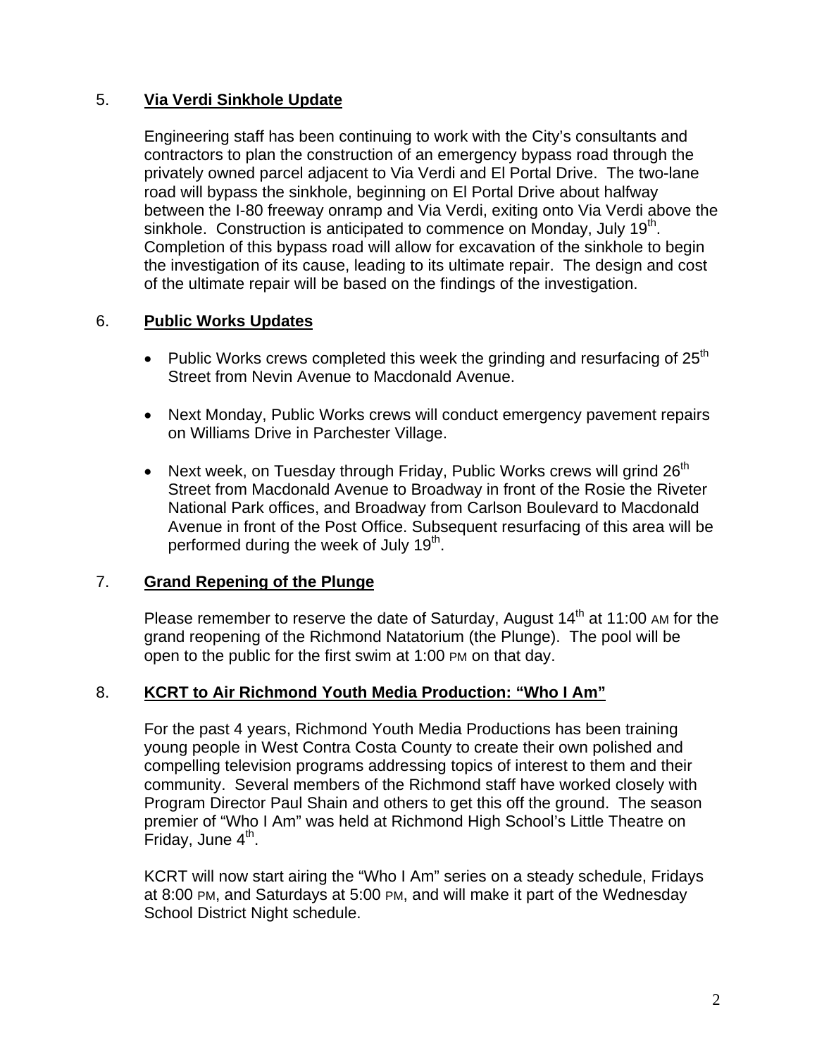5. **Via Verdi Sinkhole Update**

Engineering staff has been continuing to work with the City's consultants and contractors to plan the construction of an emergency bypass road through the privately owned parcel adjacent to Via Verdi and El Portal Drive. The two-lane road will bypass the sinkhole, beginning on El Portal Drive about halfway between the I-80 freeway onramp and Via Verdi, exiting onto Via Verdi above the sinkhole. Construction is anticipated to commence on Monday, July 19th. Completion of this bypass road will allow for excavation of the sinkhole to begin the investigation of its cause, leading to its ultimate repair. The design and cost of the ultimate repair will be based on the findings of the investigation.

6. **Public Works Updates**

- Public Works crews completed this week the grinding and resurfacing of 25th Street from Nevin Avenue to Macdonald Avenue.
- Next Monday, Public Works crews will conduct emergency pavement repairs on Williams Drive in Parchester Village.
- Next week, on Tuesday through Friday, Public Works crews will grind 26th Street from Macdonald Avenue to Broadway in front of the Rosie the Riveter National Park offices, and Broadway from Carlson Boulevard to Macdonald Avenue in front of the Post Office. Subsequent resurfacing of this area will be performed during the week of July 19th.

7. **Grand Repening of the Plunge**

Please remember to reserve the date of Saturday, August 14th at 11:00 AM for the grand reopening of the Richmond Natatorium (the Plunge). The pool will be open to the public for the first swim at 1:00 PM on that day.

8. **KCRT to Air Richmond Youth Media Production: "Who I Am"**

For the past 4 years, Richmond Youth Media Productions has been training young people in West Contra Costa County to create their own polished and compelling television programs addressing topics of interest to them and their community. Several members of the Richmond staff have worked closely with Program Director Paul Shain and others to get this off the ground. The season premier of "Who I Am" was held at Richmond High School's Little Theatre on Friday, June 4th.

KCRT will now start airing the "Who I Am" series on a steady schedule, Fridays at 8:00 PM, and Saturdays at 5:00 PM, and will make it part of the Wednesday School District Night schedule.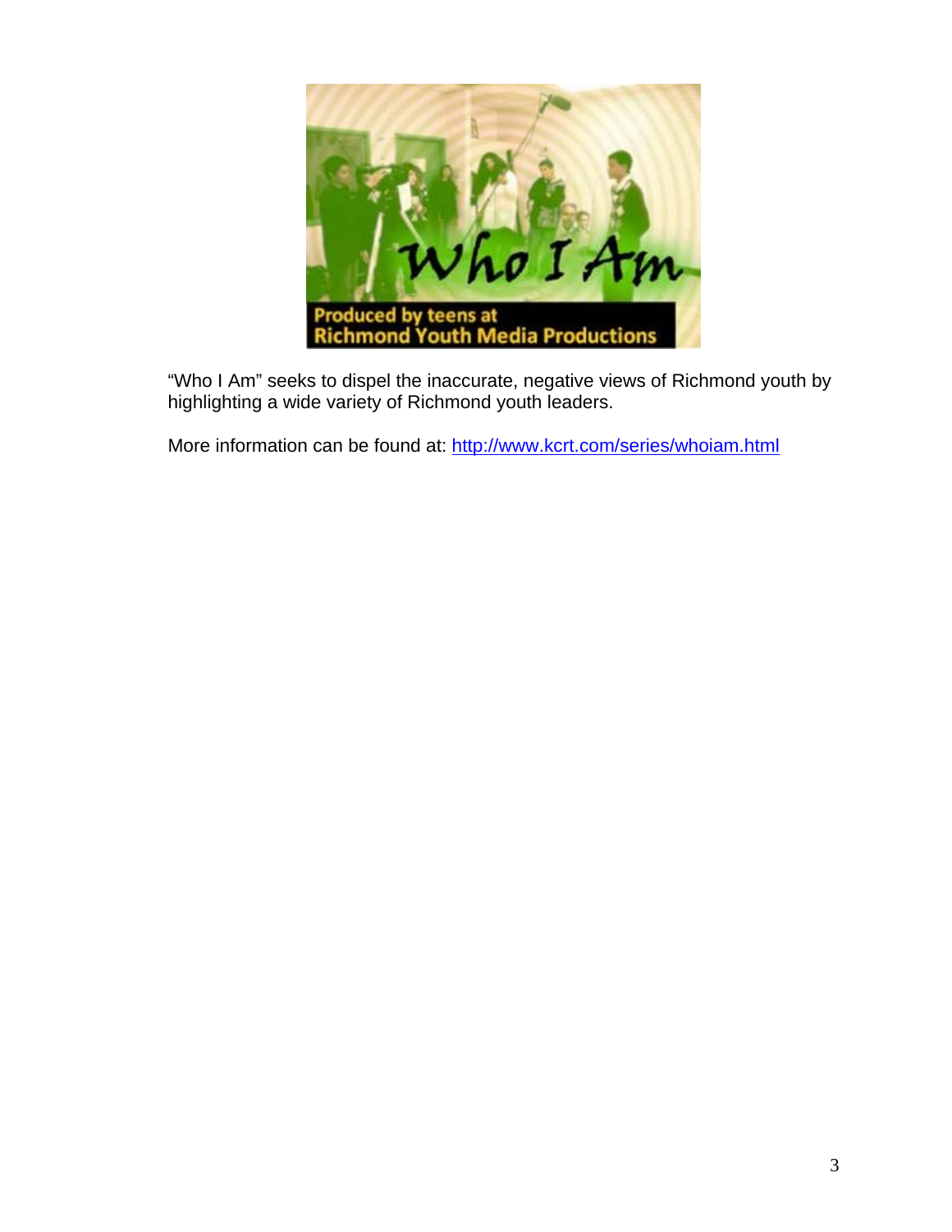"Who I Am" seeks to dispel the inaccurate, negative views of Richmond youth by highlighting a wide variety of Richmond youth leaders.

More information can be found at: [http://www.kcrt.com/series/whoiam.html](http://www.kcrt.com/series/whoiam.html)